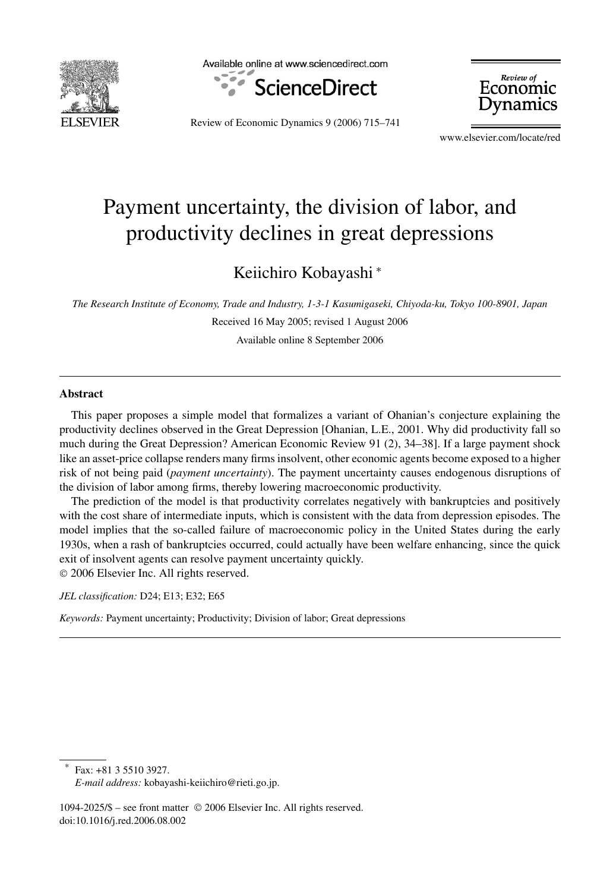# Payment uncertainty, the division of labor, and productivity declines in great depressions

Keiichiro Kobayashi [*]

*The Research Institute of Economy, Trade and Industry, 1-3-1 Kasumigaseki, Chiyoda-ku, Tokyo 100-8901, Japan*

Received 16 May 2005; revised 1 August 2006

Available online 8 September 2006

## Abstract

This paper proposes a simple model that formalizes a variant of Ohanian's conjecture explaining the productivity declines observed in the Great Depression [Ohanian, L.E., 2001. Why did productivity fall so much during the Great Depression? American Economic Review 91 (2), 34–38]. If a large payment shock like an asset-price collapse renders many firms insolvent, other economic agents become exposed to a higher risk of not being paid (*payment uncertainty*). The payment uncertainty causes endogenous disruptions of the division of labor among firms, thereby lowering macroeconomic productivity.

The prediction of the model is that productivity correlates negatively with bankruptcies and positively with the cost share of intermediate inputs, which is consistent with the data from depression episodes. The model implies that the so-called failure of macroeconomic policy in the United States during the early 1930s, when a rash of bankruptcies occurred, could actually have been welfare enhancing, since the quick exit of insolvent agents can resolve payment uncertainty quickly.

© 2006 Elsevier Inc. All rights reserved.

*JEL classification:* D24; E13; E32; E65

*Keywords:* Payment uncertainty; Productivity; Division of labor; Great depressions

---

[*] Fax: +81 3 5510 3927.
*E-mail address:* kobayashi-keiichiro@rieti.go.jp.

1094-2025/$ – see front matter © 2006 Elsevier Inc. All rights reserved.
doi:10.1016/j.red.2006.08.002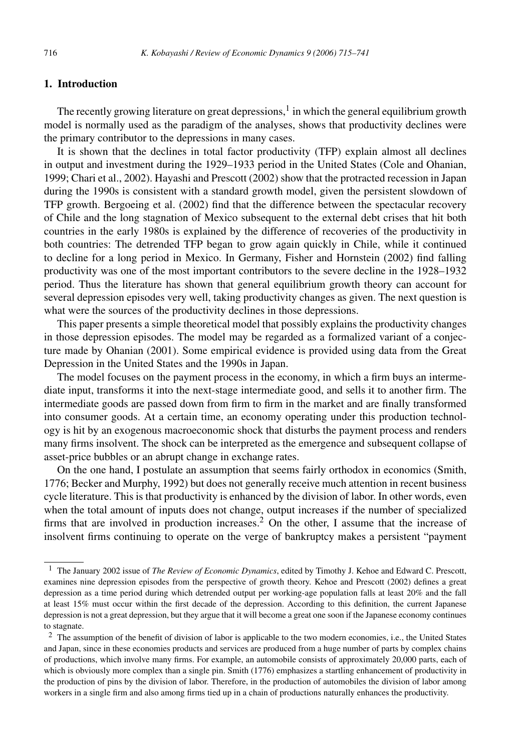## 1. Introduction

The recently growing literature on great depressions,[1] in which the general equilibrium growth model is normally used as the paradigm of the analyses, shows that productivity declines were the primary contributor to the depressions in many cases.

It is shown that the declines in total factor productivity (TFP) explain almost all declines in output and investment during the 1929–1933 period in the United States (Cole and Ohanian, 1999; Chari et al., 2002). Hayashi and Prescott (2002) show that the protracted recession in Japan during the 1990s is consistent with a standard growth model, given the persistent slowdown of TFP growth. Bergoeing et al. (2002) find that the difference between the spectacular recovery of Chile and the long stagnation of Mexico subsequent to the external debt crises that hit both countries in the early 1980s is explained by the difference of recoveries of the productivity in both countries: The detrended TFP began to grow again quickly in Chile, while it continued to decline for a long period in Mexico. In Germany, Fisher and Hornstein (2002) find falling productivity was one of the most important contributors to the severe decline in the 1928–1932 period. Thus the literature has shown that general equilibrium growth theory can account for several depression episodes very well, taking productivity changes as given. The next question is what were the sources of the productivity declines in those depressions.

This paper presents a simple theoretical model that possibly explains the productivity changes in those depression episodes. The model may be regarded as a formalized variant of a conjecture made by Ohanian (2001). Some empirical evidence is provided using data from the Great Depression in the United States and the 1990s in Japan.

The model focuses on the payment process in the economy, in which a firm buys an intermediate input, transforms it into the next-stage intermediate good, and sells it to another firm. The intermediate goods are passed down from firm to firm in the market and are finally transformed into consumer goods. At a certain time, an economy operating under this production technology is hit by an exogenous macroeconomic shock that disturbs the payment process and renders many firms insolvent. The shock can be interpreted as the emergence and subsequent collapse of asset-price bubbles or an abrupt change in exchange rates.

On the one hand, I postulate an assumption that seems fairly orthodox in economics (Smith, 1776; Becker and Murphy, 1992) but does not generally receive much attention in recent business cycle literature. This is that productivity is enhanced by the division of labor. In other words, even when the total amount of inputs does not change, output increases if the number of specialized firms that are involved in production increases.[2] On the other, I assume that the increase of insolvent firms continuing to operate on the verge of bankruptcy makes a persistent "payment

---

[1] The January 2002 issue of *The Review of Economic Dynamics*, edited by Timothy J. Kehoe and Edward C. Prescott, examines nine depression episodes from the perspective of growth theory. Kehoe and Prescott (2002) defines a great depression as a time period during which detrended output per working-age population falls at least 20% and the fall at least 15% must occur within the first decade of the depression. According to this definition, the current Japanese depression is not a great depression, but they argue that it will become a great one soon if the Japanese economy continues to stagnate.

[2] The assumption of the benefit of division of labor is applicable to the two modern economies, i.e., the United States and Japan, since in these economies products and services are produced from a huge number of parts by complex chains of productions, which involve many firms. For example, an automobile consists of approximately 20,000 parts, each of which is obviously more complex than a single pin. Smith (1776) emphasizes a startling enhancement of productivity in the production of pins by the division of labor. Therefore, in the production of automobiles the division of labor among workers in a single firm and also among firms tied up in a chain of productions naturally enhances the productivity.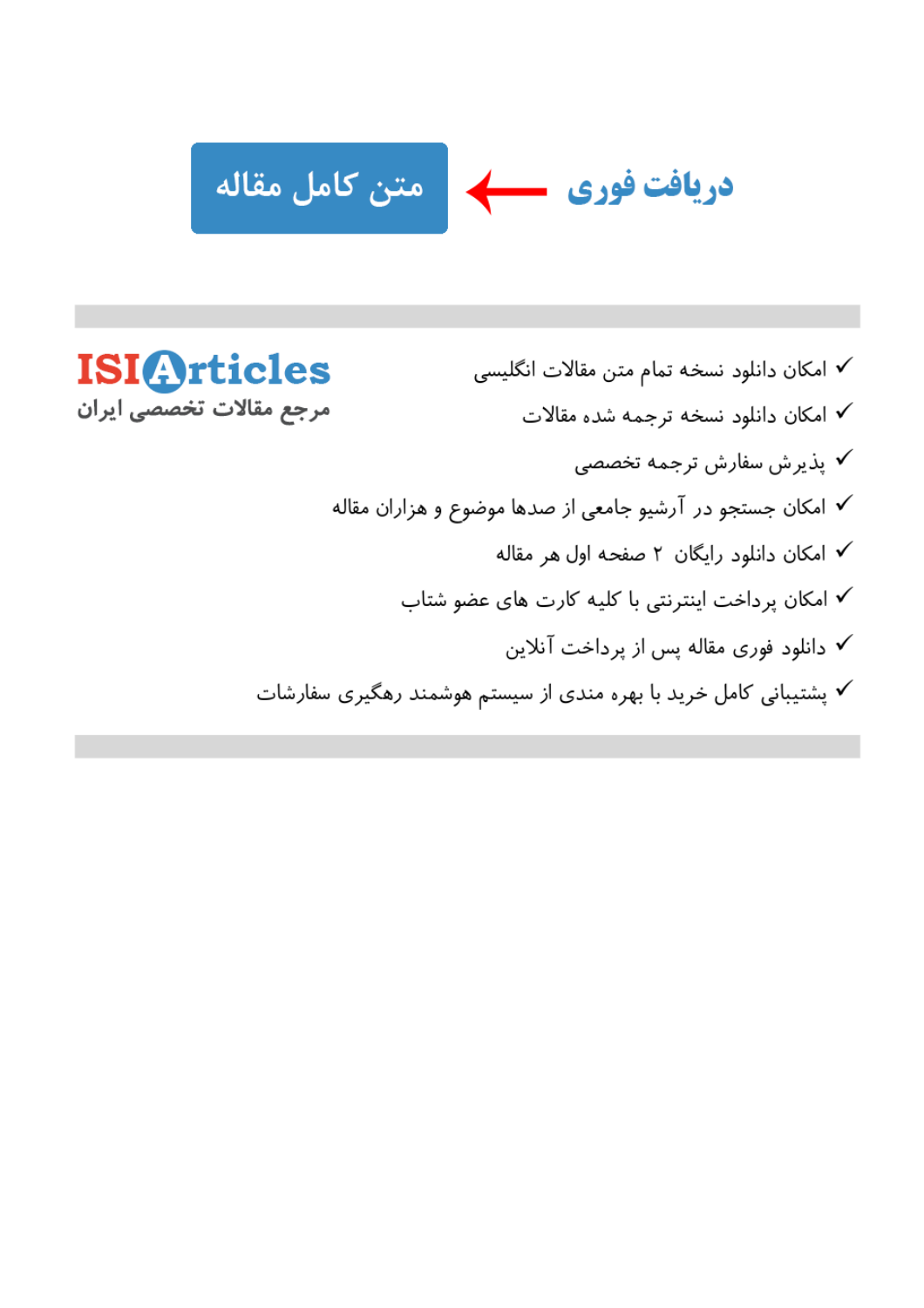دریافت فوری ← متن کامل مقاله

**ISIArticles**
مرجع مقالات تخصصی ایران

- ✓ امکان دانلود نسخه تمام متن مقالات انگلیسی
- ✓ امکان دانلود نسخه ترجمه شده مقالات
- ✓ پذیرش سفارش ترجمه تخصصی
- ✓ امکان جستجو در آرشیو جامعی از صدها موضوع و هزاران مقاله
- ✓ امکان دانلود رایگان ۲ صفحه اول هر مقاله
- ✓ امکان پرداخت اینترنتی با کلیه کارت های عضو شتاب
- ✓ دانلود فوری مقاله پس از پرداخت آنلاین
- ✓ پشتیبانی کامل خرید با بهره مندی از سیستم هوشمند رهگیری سفارشات